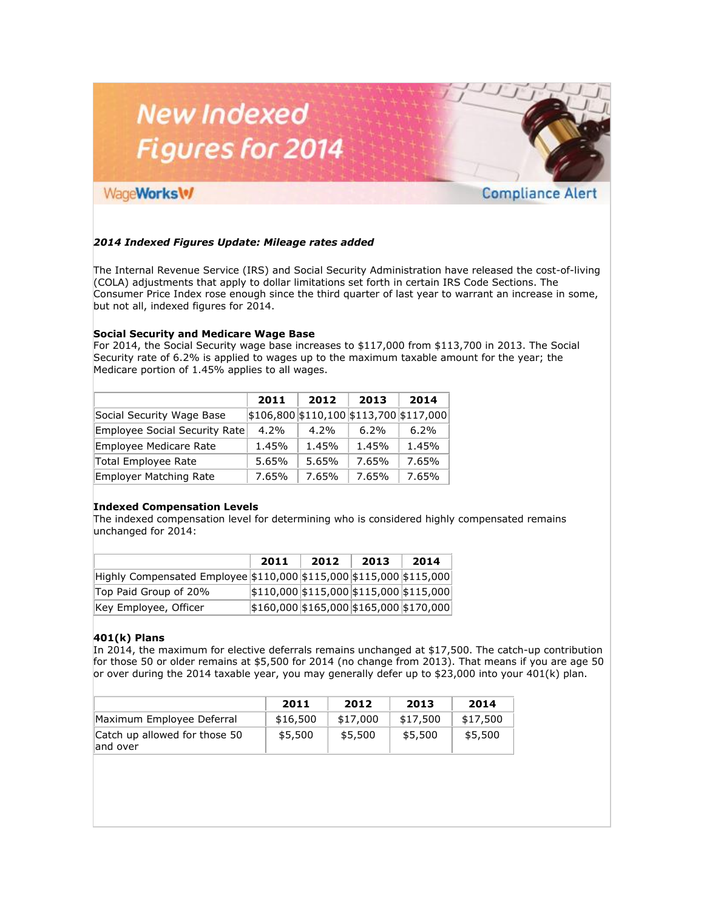# New Indexed Figures for 2014

WageWorks — Compliance Alert

***2014 Indexed Figures Update: Mileage rates added***

The Internal Revenue Service (IRS) and Social Security Administration have released the cost-of-living (COLA) adjustments that apply to dollar limitations set forth in certain IRS Code Sections. The Consumer Price Index rose enough since the third quarter of last year to warrant an increase in some, but not all, indexed figures for 2014.

**Social Security and Medicare Wage Base**

For 2014, the Social Security wage base increases to $117,000 from $113,700 in 2013. The Social Security rate of 6.2% is applied to wages up to the maximum taxable amount for the year; the Medicare portion of 1.45% applies to all wages.

| | 2011 | 2012 | 2013 | 2014 |
|---|---|---|---|---|
| Social Security Wage Base | $106,800 | $110,100 | $113,700 | $117,000 |
| Employee Social Security Rate | 4.2% | 4.2% | 6.2% | 6.2% |
| Employee Medicare Rate | 1.45% | 1.45% | 1.45% | 1.45% |
| Total Employee Rate | 5.65% | 5.65% | 7.65% | 7.65% |
| Employer Matching Rate | 7.65% | 7.65% | 7.65% | 7.65% |

**Indexed Compensation Levels**

The indexed compensation level for determining who is considered highly compensated remains unchanged for 2014:

| | 2011 | 2012 | 2013 | 2014 |
|---|---|---|---|---|
| Highly Compensated Employee | $110,000 | $115,000 | $115,000 | $115,000 |
| Top Paid Group of 20% | $110,000 | $115,000 | $115,000 | $115,000 |
| Key Employee, Officer | $160,000 | $165,000 | $165,000 | $170,000 |

**401(k) Plans**

In 2014, the maximum for elective deferrals remains unchanged at $17,500. The catch-up contribution for those 50 or older remains at $5,500 for 2014 (no change from 2013). That means if you are age 50 or over during the 2014 taxable year, you may generally defer up to $23,000 into your 401(k) plan.

| | 2011 | 2012 | 2013 | 2014 |
|---|---|---|---|---|
| Maximum Employee Deferral | $16,500 | $17,000 | $17,500 | $17,500 |
| Catch up allowed for those 50 and over | $5,500 | $5,500 | $5,500 | $5,500 |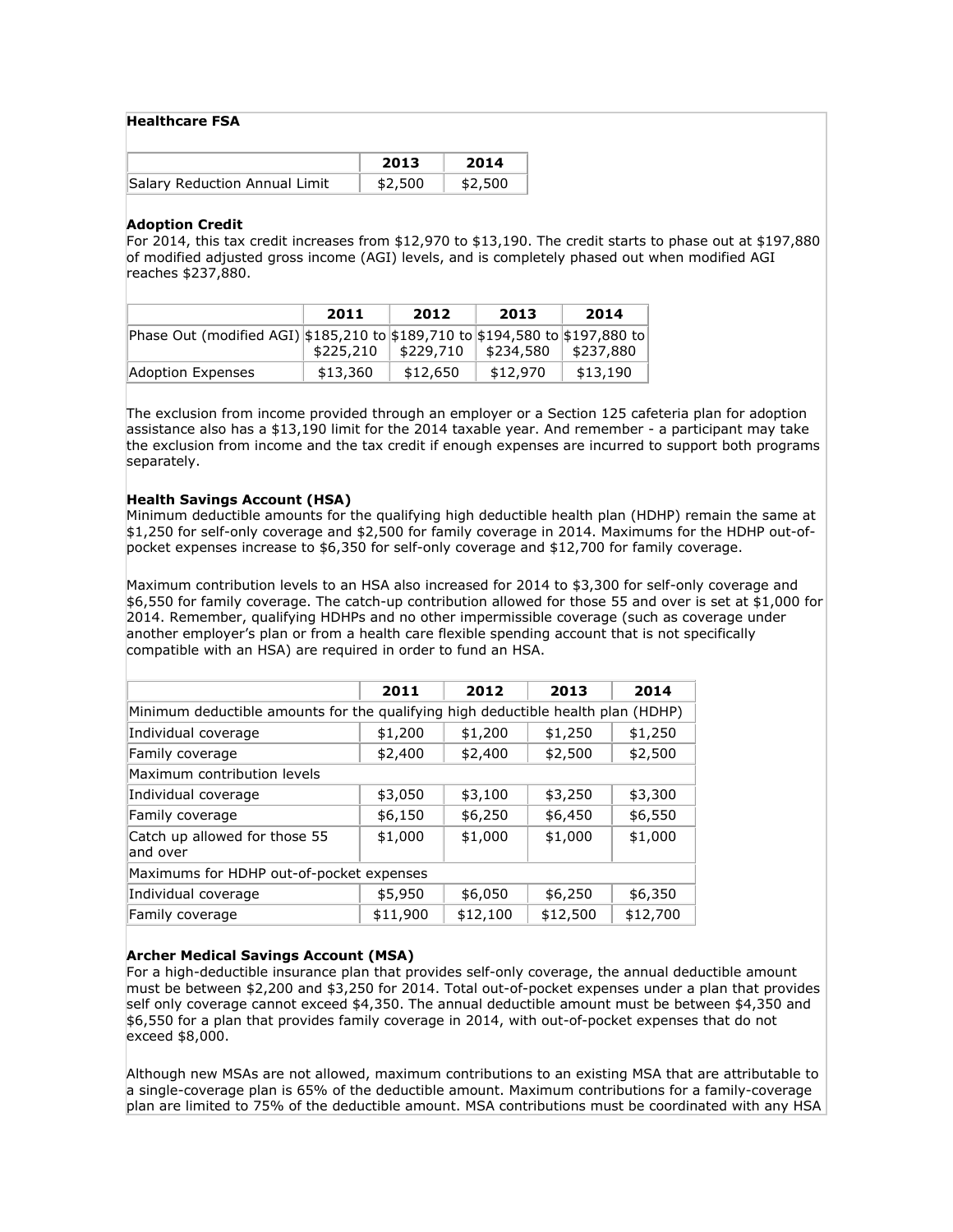**Healthcare FSA**

| | 2013 | 2014 |
|---|---|---|
| Salary Reduction Annual Limit | $2,500 | $2,500 |

**Adoption Credit**
For 2014, this tax credit increases from $12,970 to $13,190. The credit starts to phase out at $197,880 of modified adjusted gross income (AGI) levels, and is completely phased out when modified AGI reaches $237,880.

| | 2011 | 2012 | 2013 | 2014 |
|---|---|---|---|---|
| Phase Out (modified AGI) | $185,210 to $225,210 | $189,710 to $229,710 | $194,580 to $234,580 | $197,880 to $237,880 |
| Adoption Expenses | $13,360 | $12,650 | $12,970 | $13,190 |

The exclusion from income provided through an employer or a Section 125 cafeteria plan for adoption assistance also has a $13,190 limit for the 2014 taxable year. And remember - a participant may take the exclusion from income and the tax credit if enough expenses are incurred to support both programs separately.

**Health Savings Account (HSA)**
Minimum deductible amounts for the qualifying high deductible health plan (HDHP) remain the same at $1,250 for self-only coverage and $2,500 for family coverage in 2014. Maximums for the HDHP out-of-pocket expenses increase to $6,350 for self-only coverage and $12,700 for family coverage.

Maximum contribution levels to an HSA also increased for 2014 to $3,300 for self-only coverage and $6,550 for family coverage. The catch-up contribution allowed for those 55 and over is set at $1,000 for 2014. Remember, qualifying HDHPs and no other impermissible coverage (such as coverage under another employer's plan or from a health care flexible spending account that is not specifically compatible with an HSA) are required in order to fund an HSA.

| | 2011 | 2012 | 2013 | 2014 |
|---|---|---|---|---|
| Minimum deductible amounts for the qualifying high deductible health plan (HDHP) | | | | |
| Individual coverage | $1,200 | $1,200 | $1,250 | $1,250 |
| Family coverage | $2,400 | $2,400 | $2,500 | $2,500 |
| Maximum contribution levels | | | | |
| Individual coverage | $3,050 | $3,100 | $3,250 | $3,300 |
| Family coverage | $6,150 | $6,250 | $6,450 | $6,550 |
| Catch up allowed for those 55 and over | $1,000 | $1,000 | $1,000 | $1,000 |
| Maximums for HDHP out-of-pocket expenses | | | | |
| Individual coverage | $5,950 | $6,050 | $6,250 | $6,350 |
| Family coverage | $11,900 | $12,100 | $12,500 | $12,700 |

**Archer Medical Savings Account (MSA)**
For a high-deductible insurance plan that provides self-only coverage, the annual deductible amount must be between $2,200 and $3,250 for 2014. Total out-of-pocket expenses under a plan that provides self only coverage cannot exceed $4,350. The annual deductible amount must be between $4,350 and $6,550 for a plan that provides family coverage in 2014, with out-of-pocket expenses that do not exceed $8,000.

Although new MSAs are not allowed, maximum contributions to an existing MSA that are attributable to a single-coverage plan is 65% of the deductible amount. Maximum contributions for a family-coverage plan are limited to 75% of the deductible amount. MSA contributions must be coordinated with any HSA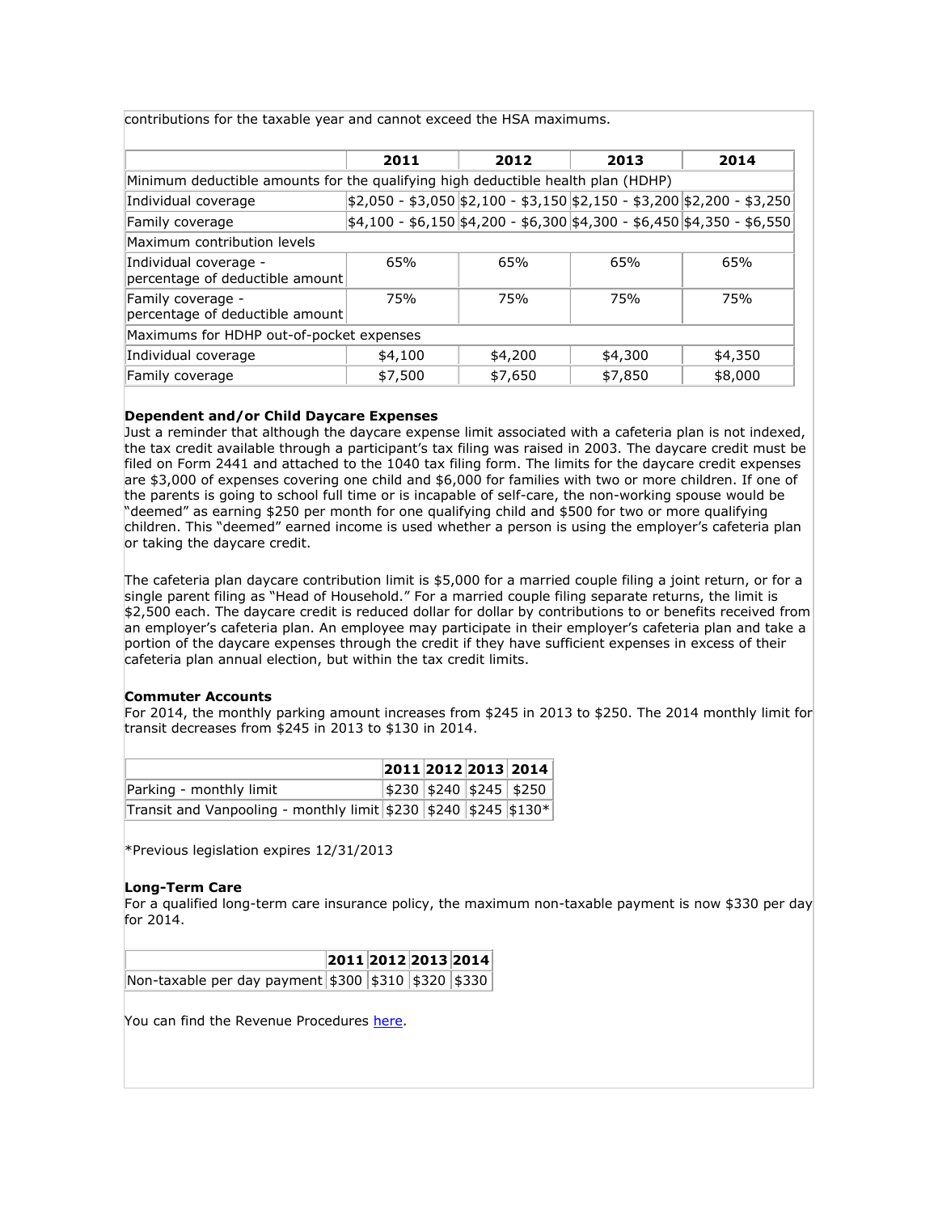contributions for the taxable year and cannot exceed the HSA maximums.

| | 2011 | 2012 | 2013 | 2014 |
|---|---|---|---|---|
| Minimum deductible amounts for the qualifying high deductible health plan (HDHP) | | | | |
| Individual coverage | $2,050 - $3,050 | $2,100 - $3,150 | $2,150 - $3,200 | $2,200 - $3,250 |
| Family coverage | $4,100 - $6,150 | $4,200 - $6,300 | $4,300 - $6,450 | $4,350 - $6,550 |
| Maximum contribution levels | | | | |
| Individual coverage - percentage of deductible amount | 65% | 65% | 65% | 65% |
| Family coverage - percentage of deductible amount | 75% | 75% | 75% | 75% |
| Maximums for HDHP out-of-pocket expenses | | | | |
| Individual coverage | $4,100 | $4,200 | $4,300 | $4,350 |
| Family coverage | $7,500 | $7,650 | $7,850 | $8,000 |

**Dependent and/or Child Daycare Expenses**

Just a reminder that although the daycare expense limit associated with a cafeteria plan is not indexed, the tax credit available through a participant's tax filing was raised in 2003. The daycare credit must be filed on Form 2441 and attached to the 1040 tax filing form. The limits for the daycare credit expenses are $3,000 of expenses covering one child and $6,000 for families with two or more children. If one of the parents is going to school full time or is incapable of self-care, the non-working spouse would be "deemed" as earning $250 per month for one qualifying child and $500 for two or more qualifying children. This "deemed" earned income is used whether a person is using the employer's cafeteria plan or taking the daycare credit.

The cafeteria plan daycare contribution limit is $5,000 for a married couple filing a joint return, or for a single parent filing as "Head of Household." For a married couple filing separate returns, the limit is $2,500 each. The daycare credit is reduced dollar for dollar by contributions to or benefits received from an employer's cafeteria plan. An employee may participate in their employer's cafeteria plan and take a portion of the daycare expenses through the credit if they have sufficient expenses in excess of their cafeteria plan annual election, but within the tax credit limits.

**Commuter Accounts**

For 2014, the monthly parking amount increases from $245 in 2013 to $250. The 2014 monthly limit for transit decreases from $245 in 2013 to $130 in 2014.

| | 2011 | 2012 | 2013 | 2014 |
|---|---|---|---|---|
| Parking - monthly limit | $230 | $240 | $245 | $250 |
| Transit and Vanpooling - monthly limit | $230 | $240 | $245 | $130* |

*Previous legislation expires 12/31/2013

**Long-Term Care**

For a qualified long-term care insurance policy, the maximum non-taxable payment is now $330 per day for 2014.

| | 2011 | 2012 | 2013 | 2014 |
|---|---|---|---|---|
| Non-taxable per day payment | $300 | $310 | $320 | $330 |

You can find the Revenue Procedures here.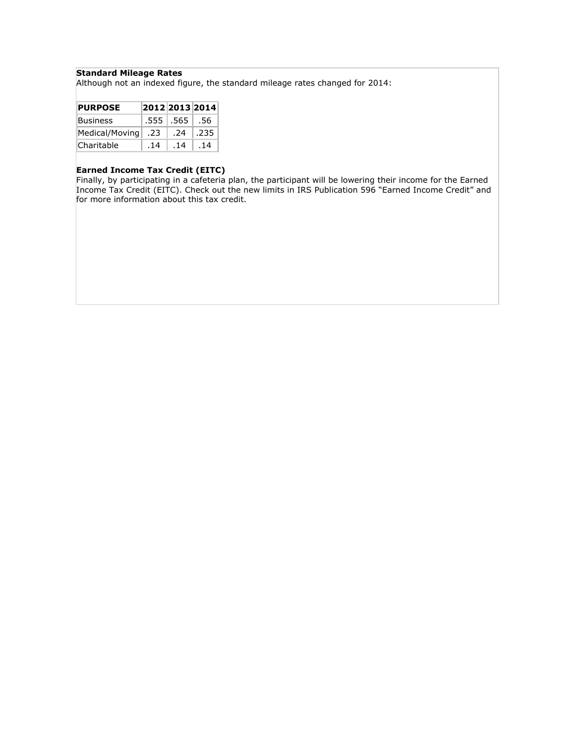**Standard Mileage Rates**

Although not an indexed figure, the standard mileage rates changed for 2014:

| PURPOSE | 2012 | 2013 | 2014 |
|---|---|---|---|
| Business | .555 | .565 | .56 |
| Medical/Moving | .23 | .24 | .235 |
| Charitable | .14 | .14 | .14 |

**Earned Income Tax Credit (EITC)**

Finally, by participating in a cafeteria plan, the participant will be lowering their income for the Earned Income Tax Credit (EITC). Check out the new limits in IRS Publication 596 "Earned Income Credit" and for more information about this tax credit.